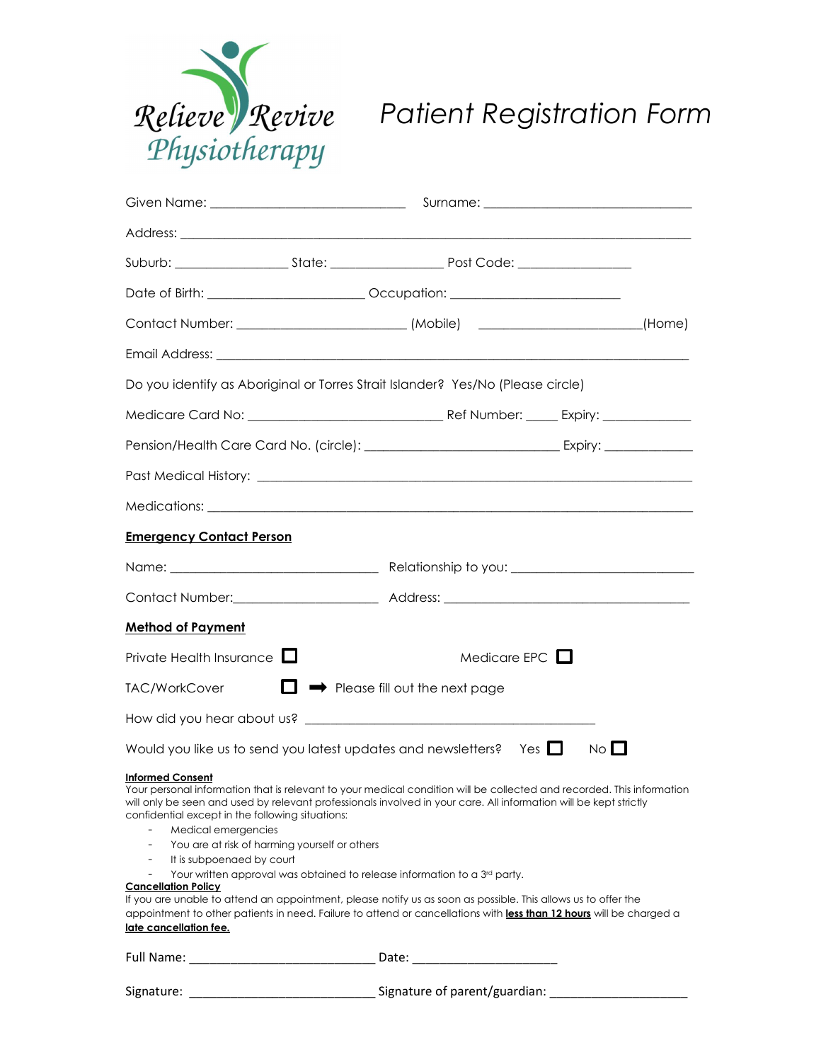Relieve Revive Physiotherapy

# Patient Registration Form

Given Name: ____________________________ Surname: ______________________________

Address: ________________________________________________________________________

Suburb: ________________ State: ________________ Post Code: ________________

Date of Birth: ______________________ Occupation: ________________________

Contact Number: ________________________ (Mobile) ________________________(Home)

Email Address: ___________________________________________________________________

Do you identify as Aboriginal or Torres Strait Islander? Yes/No (Please circle)

Medicare Card No: ____________________________ Ref Number: _____ Expiry: _____________

Pension/Health Care Card No. (circle): ____________________________ Expiry: _____________

Past Medical History: _____________________________________________________________

Medications: ____________________________________________________________________

**Emergency Contact Person**

Name: ______________________________ Relationship to you: ___________________________

Contact Number:_____________________ Address: _____________________________________

**Method of Payment**

Private Health Insurance ☐ Medicare EPC ☐

TAC/WorkCover ☐ ➡ Please fill out the next page

How did you hear about us? ___________________________________________

Would you like us to send you latest updates and newsletters? Yes ☐ No ☐

**Informed Consent**

Your personal information that is relevant to your medical condition will be collected and recorded. This information will only be seen and used by relevant professionals involved in your care. All information will be kept strictly confidential except in the following situations:

- Medical emergencies
- You are at risk of harming yourself or others
- It is subpoenaed by court
- Your written approval was obtained to release information to a 3rd party.

**Cancellation Policy**

If you are unable to attend an appointment, please notify us as soon as possible. This allows us to offer the appointment to other patients in need. Failure to attend or cancellations with **less than 12 hours** will be charged a **late cancellation fee.**

Full Name: ___________________________ Date: _____________________

Signature: ___________________________ Signature of parent/guardian: ____________________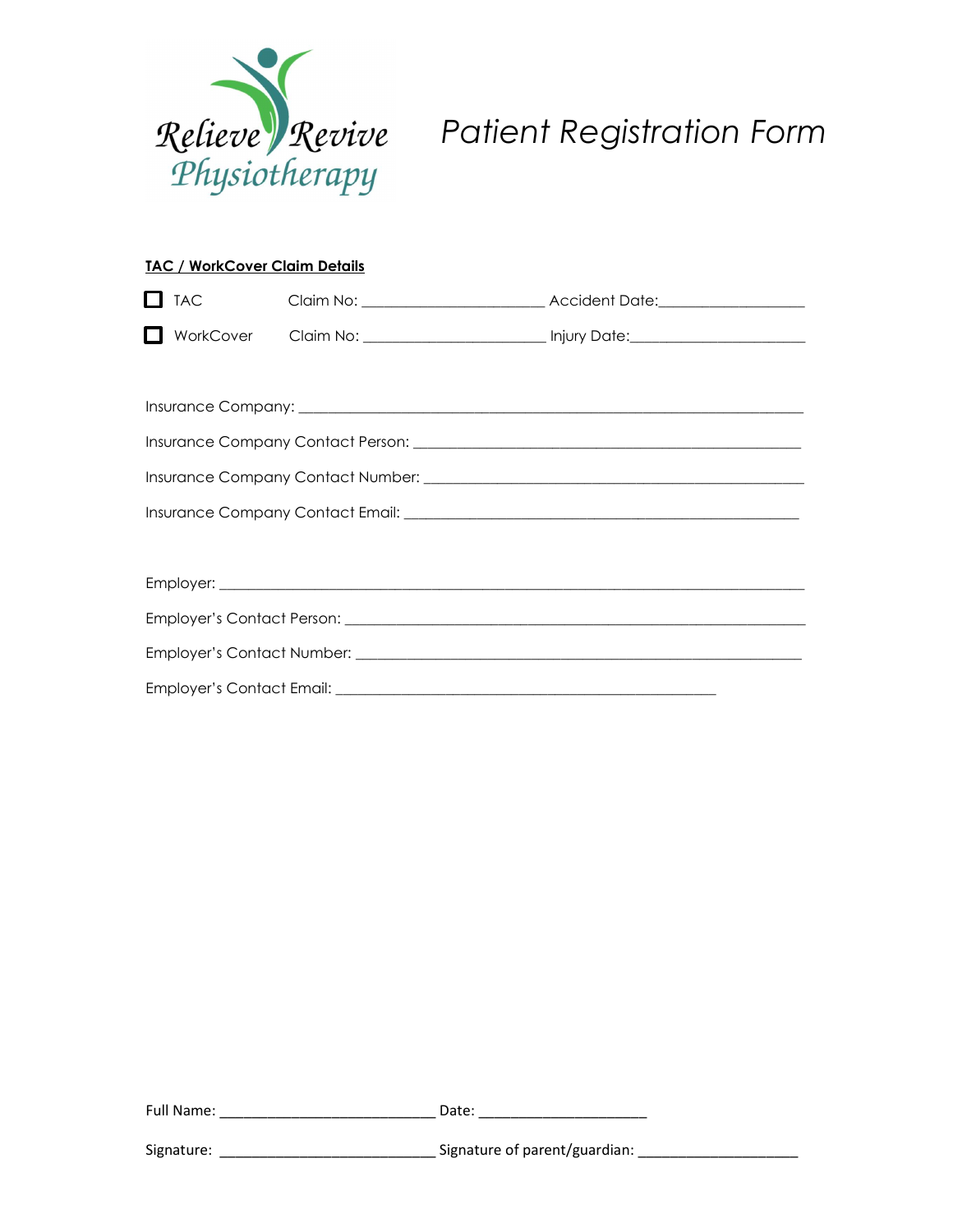Relieve Revive Physiotherapy

# Patient Registration Form

**TAC / WorkCover Claim Details**

☐ TAC Claim No: ______________________ Accident Date:__________________

☐ WorkCover Claim No: ______________________ Injury Date:______________________

Insurance Company: ____________________________________________________________

Insurance Company Contact Person: _____________________________________________

Insurance Company Contact Number: _____________________________________________

Insurance Company Contact Email: ______________________________________________

Employer: ______________________________________________________________________

Employer's Contact Person: ____________________________________________________

Employer's Contact Number: ___________________________________________________

Employer's Contact Email: _____________________________________________

Full Name: __________________________ Date: ____________________

Signature: __________________________ Signature of parent/guardian: ___________________